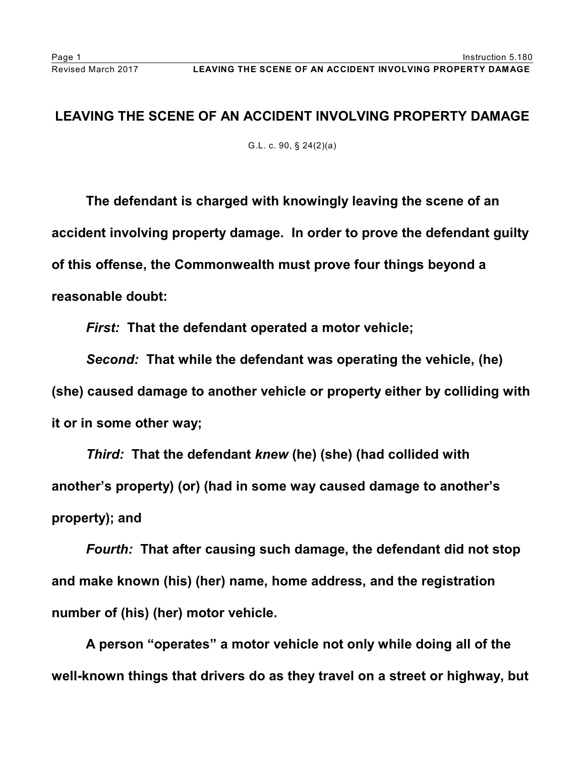# LEAVING THE SCENE OF AN ACCIDENT INVOLVING PROPERTY DAMAGE

G.L. c. 90, § 24(2)(a)

**The defendant is charged with knowingly leaving the scene of an accident involving property damage. In order to prove the defendant guilty of this offense, the Commonwealth must prove four things beyond a reasonable doubt:**

***First:*** **That the defendant operated a motor vehicle;**

***Second:*** **That while the defendant was operating the vehicle, (he) (she) caused damage to another vehicle or property either by colliding with it or in some other way;**

***Third:*** **That the defendant *knew* (he) (she) (had collided with another's property) (or) (had in some way caused damage to another's property); and**

***Fourth:*** **That after causing such damage, the defendant did not stop and make known (his) (her) name, home address, and the registration number of (his) (her) motor vehicle.**

**A person "operates" a motor vehicle not only while doing all of the well-known things that drivers do as they travel on a street or highway, but**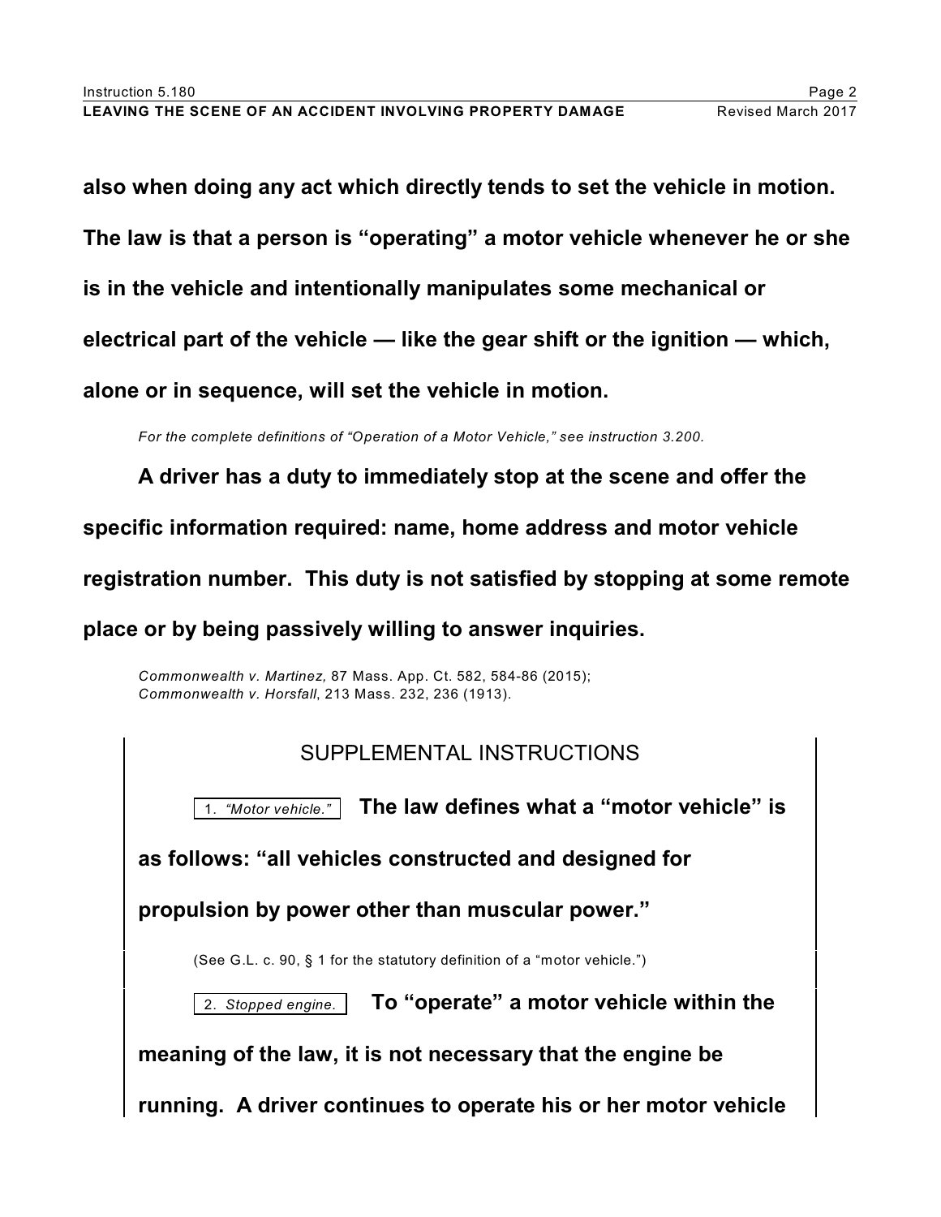**also when doing any act which directly tends to set the vehicle in motion. The law is that a person is "operating" a motor vehicle whenever he or she is in the vehicle and intentionally manipulates some mechanical or electrical part of the vehicle — like the gear shift or the ignition — which, alone or in sequence, will set the vehicle in motion.**

*For the complete definitions of "Operation of a Motor Vehicle," see instruction 3.200.*

**A driver has a duty to immediately stop at the scene and offer the specific information required: name, home address and motor vehicle registration number. This duty is not satisfied by stopping at some remote place or by being passively willing to answer inquiries.**

*Commonwealth v. Martinez,* 87 Mass. App. Ct. 582, 584-86 (2015); *Commonwealth v. Horsfall*, 213 Mass. 232, 236 (1913).

## SUPPLEMENTAL INSTRUCTIONS

1. *"Motor vehicle."* **The law defines what a "motor vehicle" is as follows: "all vehicles constructed and designed for propulsion by power other than muscular power."**

(See G.L. c. 90, § 1 for the statutory definition of a "motor vehicle.")

2. *Stopped engine.* **To "operate" a motor vehicle within the meaning of the law, it is not necessary that the engine be running. A driver continues to operate his or her motor vehicle**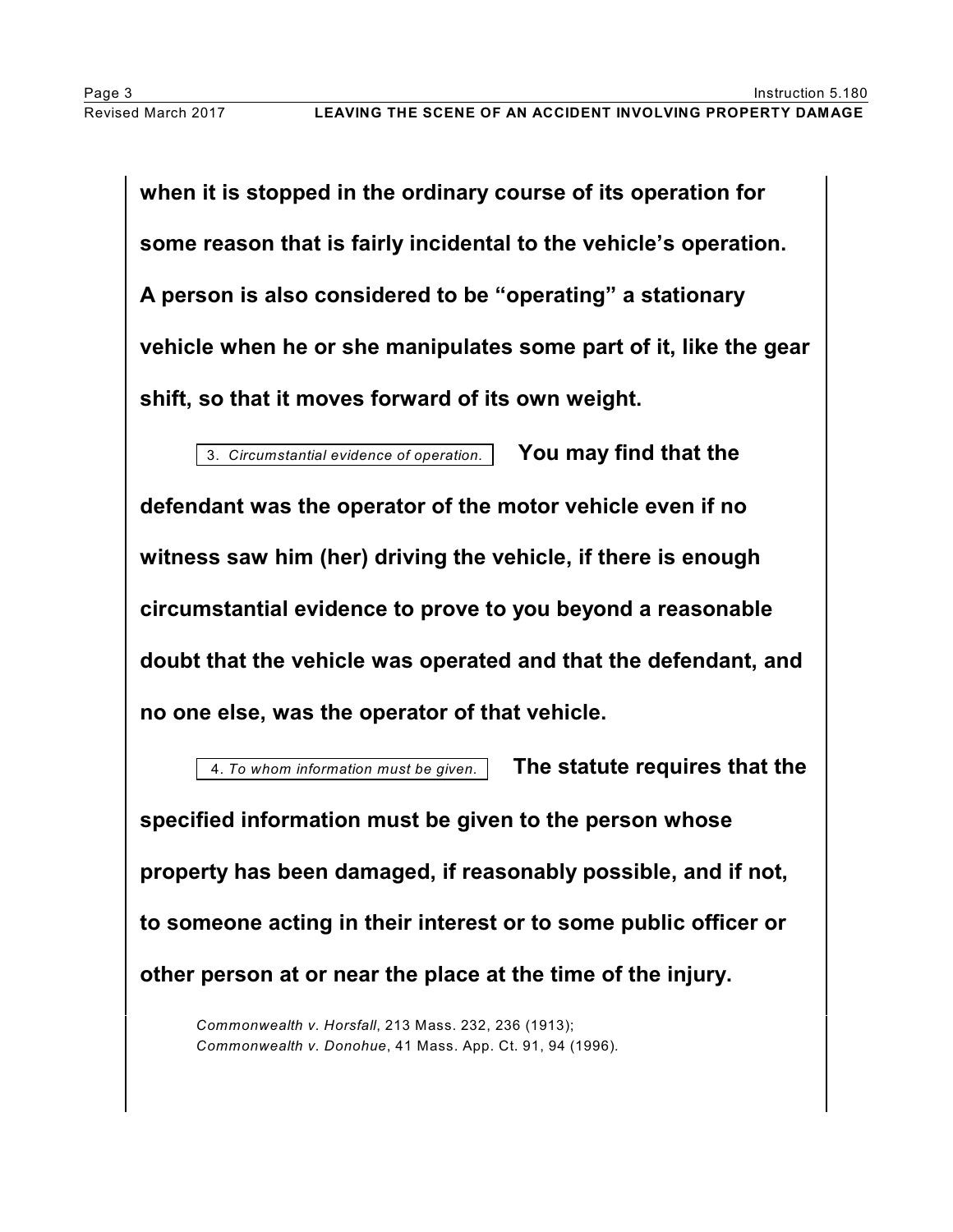**when it is stopped in the ordinary course of its operation for some reason that is fairly incidental to the vehicle's operation. A person is also considered to be "operating" a stationary vehicle when he or she manipulates some part of it, like the gear shift, so that it moves forward of its own weight.**

3. *Circumstantial evidence of operation.* **You may find that the defendant was the operator of the motor vehicle even if no witness saw him (her) driving the vehicle, if there is enough circumstantial evidence to prove to you beyond a reasonable doubt that the vehicle was operated and that the defendant, and no one else, was the operator of that vehicle.**

4. *To whom information must be given.* **The statute requires that the specified information must be given to the person whose property has been damaged, if reasonably possible, and if not, to someone acting in their interest or to some public officer or other person at or near the place at the time of the injury.**

*Commonwealth v. Horsfall*, 213 Mass. 232, 236 (1913); *Commonwealth v. Donohue*, 41 Mass. App. Ct. 91, 94 (1996).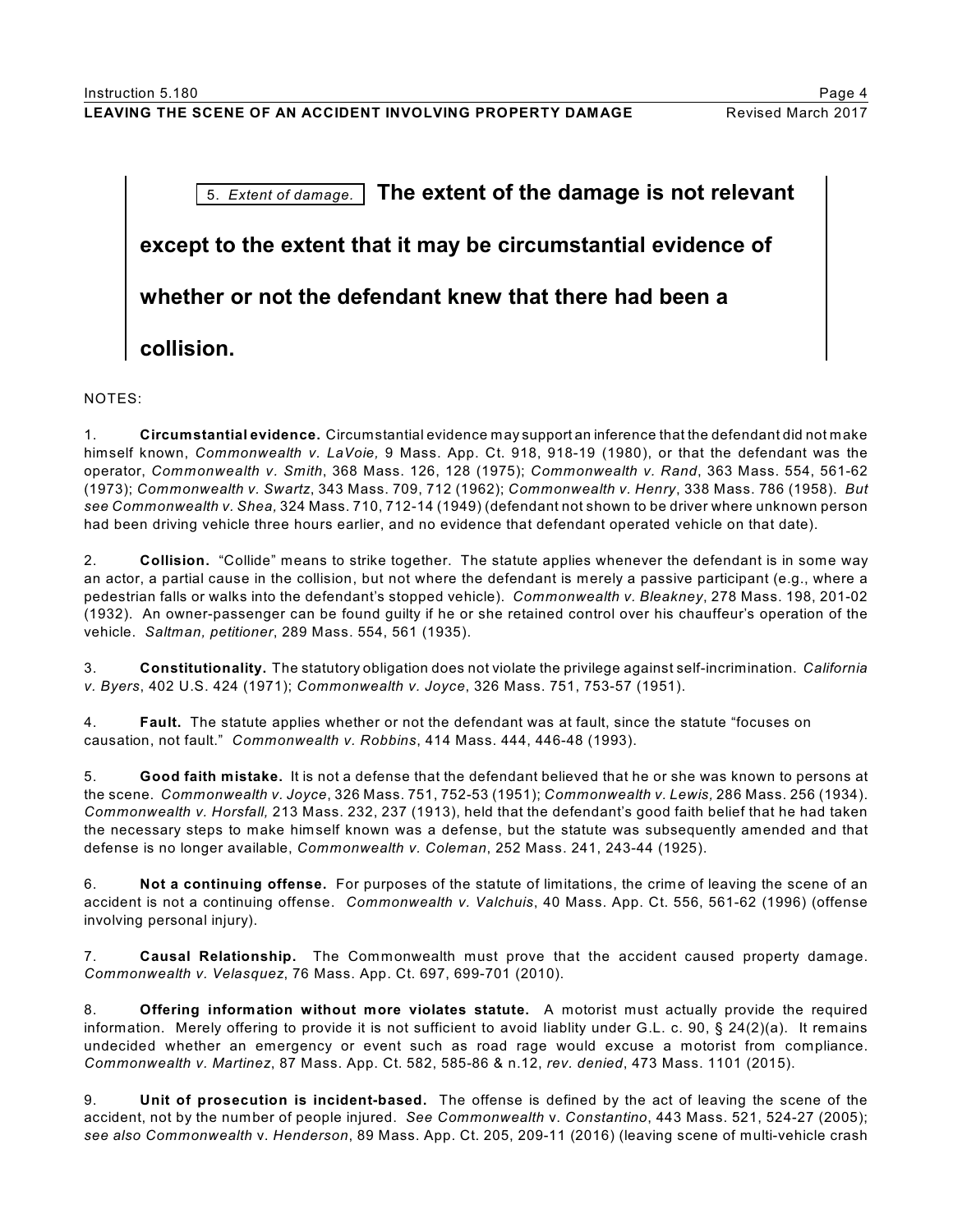5. *Extent of damage.* **The extent of the damage is not relevant except to the extent that it may be circumstantial evidence of whether or not the defendant knew that there had been a collision.**

NOTES:

1. **Circumstantial evidence.** Circumstantial evidence may support an inference that the defendant did not make himself known, *Commonwealth v. LaVoie,* 9 Mass. App. Ct. 918, 918-19 (1980), or that the defendant was the operator, *Commonwealth v. Smith*, 368 Mass. 126, 128 (1975); *Commonwealth v. Rand*, 363 Mass. 554, 561-62 (1973); *Commonwealth v. Swartz*, 343 Mass. 709, 712 (1962); *Commonwealth v. Henry*, 338 Mass. 786 (1958). *But see Commonwealth v. Shea,* 324 Mass. 710, 712-14 (1949) (defendant not shown to be driver where unknown person had been driving vehicle three hours earlier, and no evidence that defendant operated vehicle on that date).

2. **Collision.** "Collide" means to strike together. The statute applies whenever the defendant is in some way an actor, a partial cause in the collision, but not where the defendant is merely a passive participant (e.g., where a pedestrian falls or walks into the defendant's stopped vehicle). *Commonwealth v. Bleakney*, 278 Mass. 198, 201-02 (1932). An owner-passenger can be found guilty if he or she retained control over his chauffeur's operation of the vehicle. *Saltman, petitioner*, 289 Mass. 554, 561 (1935).

3. **Constitutionality.** The statutory obligation does not violate the privilege against self-incrimination. *California v. Byers*, 402 U.S. 424 (1971); *Commonwealth v. Joyce*, 326 Mass. 751, 753-57 (1951).

4. **Fault.** The statute applies whether or not the defendant was at fault, since the statute "focuses on causation, not fault." *Commonwealth v. Robbins*, 414 Mass. 444, 446-48 (1993).

5. **Good faith mistake.** It is not a defense that the defendant believed that he or she was known to persons at the scene. *Commonwealth v. Joyce*, 326 Mass. 751, 752-53 (1951); *Commonwealth v. Lewis,* 286 Mass. 256 (1934). *Commonwealth v. Horsfall,* 213 Mass. 232, 237 (1913), held that the defendant's good faith belief that he had taken the necessary steps to make himself known was a defense, but the statute was subsequently amended and that defense is no longer available, *Commonwealth v. Coleman*, 252 Mass. 241, 243-44 (1925).

6. **Not a continuing offense.** For purposes of the statute of limitations, the crime of leaving the scene of an accident is not a continuing offense. *Commonwealth v. Valchuis*, 40 Mass. App. Ct. 556, 561-62 (1996) (offense involving personal injury).

7. **Causal Relationship.** The Commonwealth must prove that the accident caused property damage. *Commonwealth v. Velasquez*, 76 Mass. App. Ct. 697, 699-701 (2010).

8. **Offering information without more violates statute.** A motorist must actually provide the required information. Merely offering to provide it is not sufficient to avoid liablity under G.L. c. 90, § 24(2)(a). It remains undecided whether an emergency or event such as road rage would excuse a motorist from compliance. *Commonwealth v. Martinez*, 87 Mass. App. Ct. 582, 585-86 & n.12, *rev. denied*, 473 Mass. 1101 (2015).

9. **Unit of prosecution is incident-based.** The offense is defined by the act of leaving the scene of the accident, not by the number of people injured. *See Commonwealth* v. *Constantino*, 443 Mass. 521, 524-27 (2005); *see also Commonwealth* v. *Henderson*, 89 Mass. App. Ct. 205, 209-11 (2016) (leaving scene of multi-vehicle crash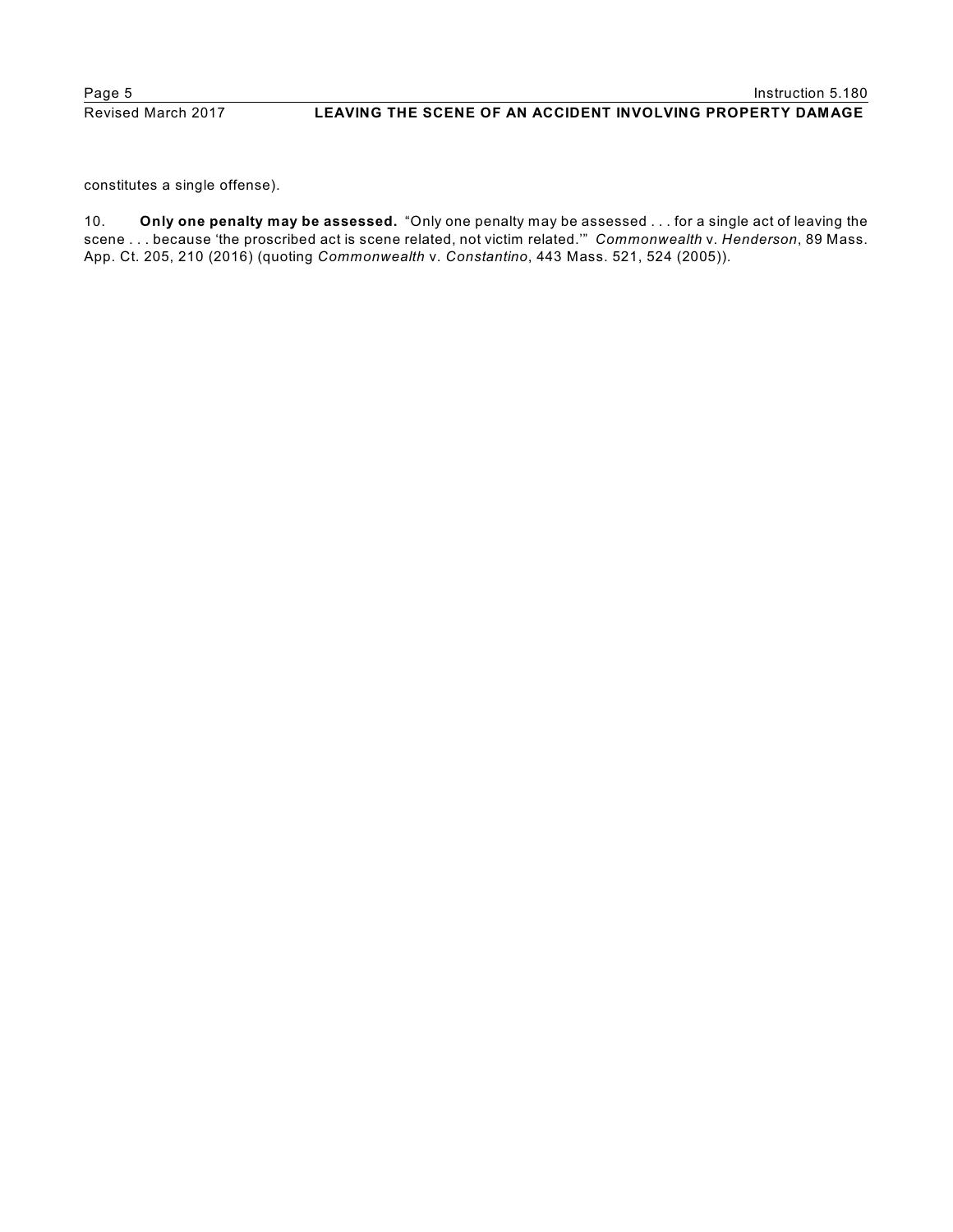constitutes a single offense).

10. **Only one penalty may be assessed.** "Only one penalty may be assessed . . . for a single act of leaving the scene . . . because 'the proscribed act is scene related, not victim related.'" *Commonwealth* v. *Henderson*, 89 Mass. App. Ct. 205, 210 (2016) (quoting *Commonwealth* v. *Constantino*, 443 Mass. 521, 524 (2005)).